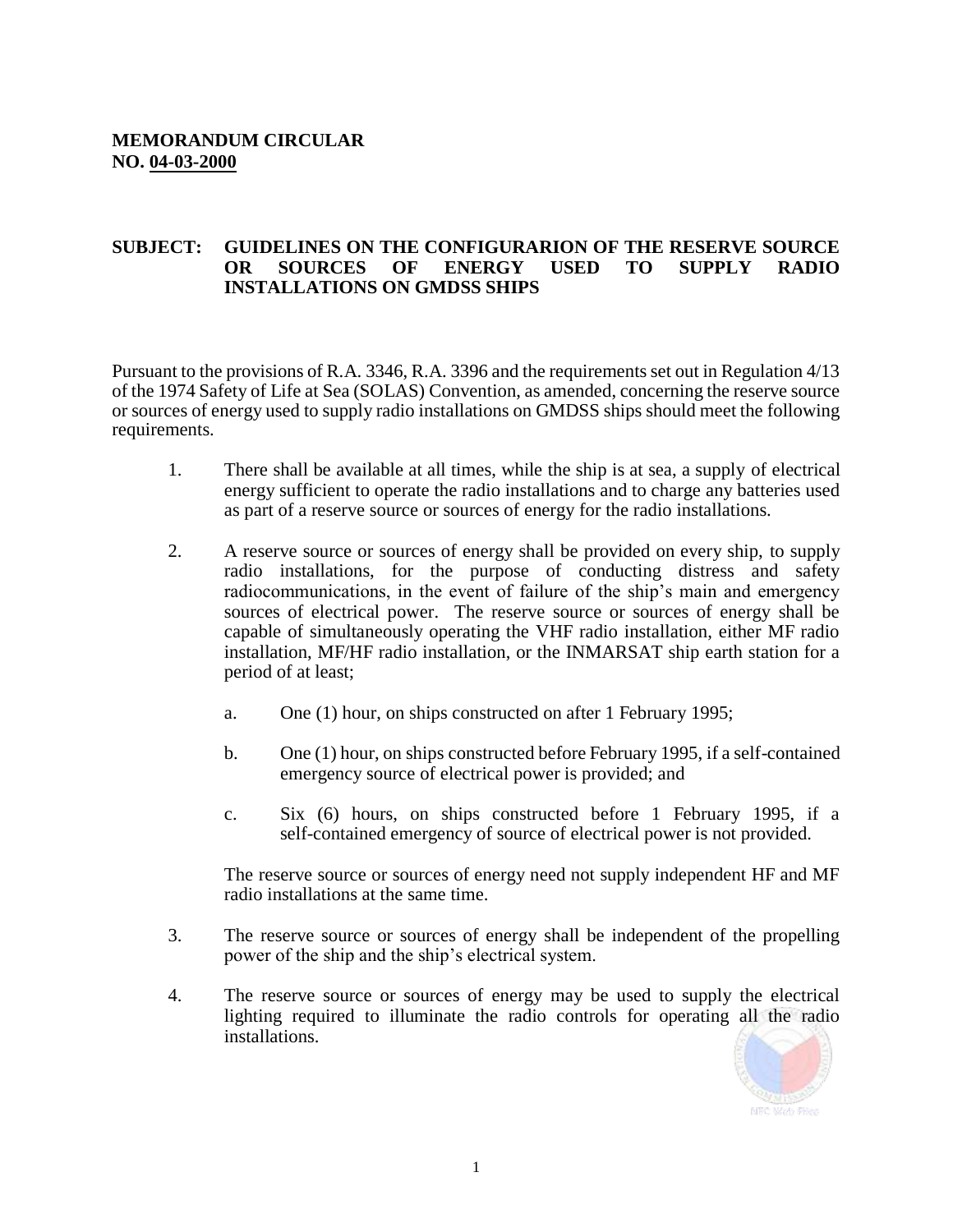**MEMORANDUM CIRCULAR**
**NO. 04-03-2000**

**SUBJECT: GUIDELINES ON THE CONFIGURARION OF THE RESERVE SOURCE OR SOURCES OF ENERGY USED TO SUPPLY RADIO INSTALLATIONS ON GMDSS SHIPS**

Pursuant to the provisions of R.A. 3346, R.A. 3396 and the requirements set out in Regulation 4/13 of the 1974 Safety of Life at Sea (SOLAS) Convention, as amended, concerning the reserve source or sources of energy used to supply radio installations on GMDSS ships should meet the following requirements.

1. There shall be available at all times, while the ship is at sea, a supply of electrical energy sufficient to operate the radio installations and to charge any batteries used as part of a reserve source or sources of energy for the radio installations.

2. A reserve source or sources of energy shall be provided on every ship, to supply radio installations, for the purpose of conducting distress and safety radiocommunications, in the event of failure of the ship's main and emergency sources of electrical power. The reserve source or sources of energy shall be capable of simultaneously operating the VHF radio installation, either MF radio installation, MF/HF radio installation, or the INMARSAT ship earth station for a period of at least;

   a. One (1) hour, on ships constructed on after 1 February 1995;

   b. One (1) hour, on ships constructed before February 1995, if a self-contained emergency source of electrical power is provided; and

   c. Six (6) hours, on ships constructed before 1 February 1995, if a self-contained emergency of source of electrical power is not provided.

   The reserve source or sources of energy need not supply independent HF and MF radio installations at the same time.

3. The reserve source or sources of energy shall be independent of the propelling power of the ship and the ship's electrical system.

4. The reserve source or sources of energy may be used to supply the electrical lighting required to illuminate the radio controls for operating all the radio installations.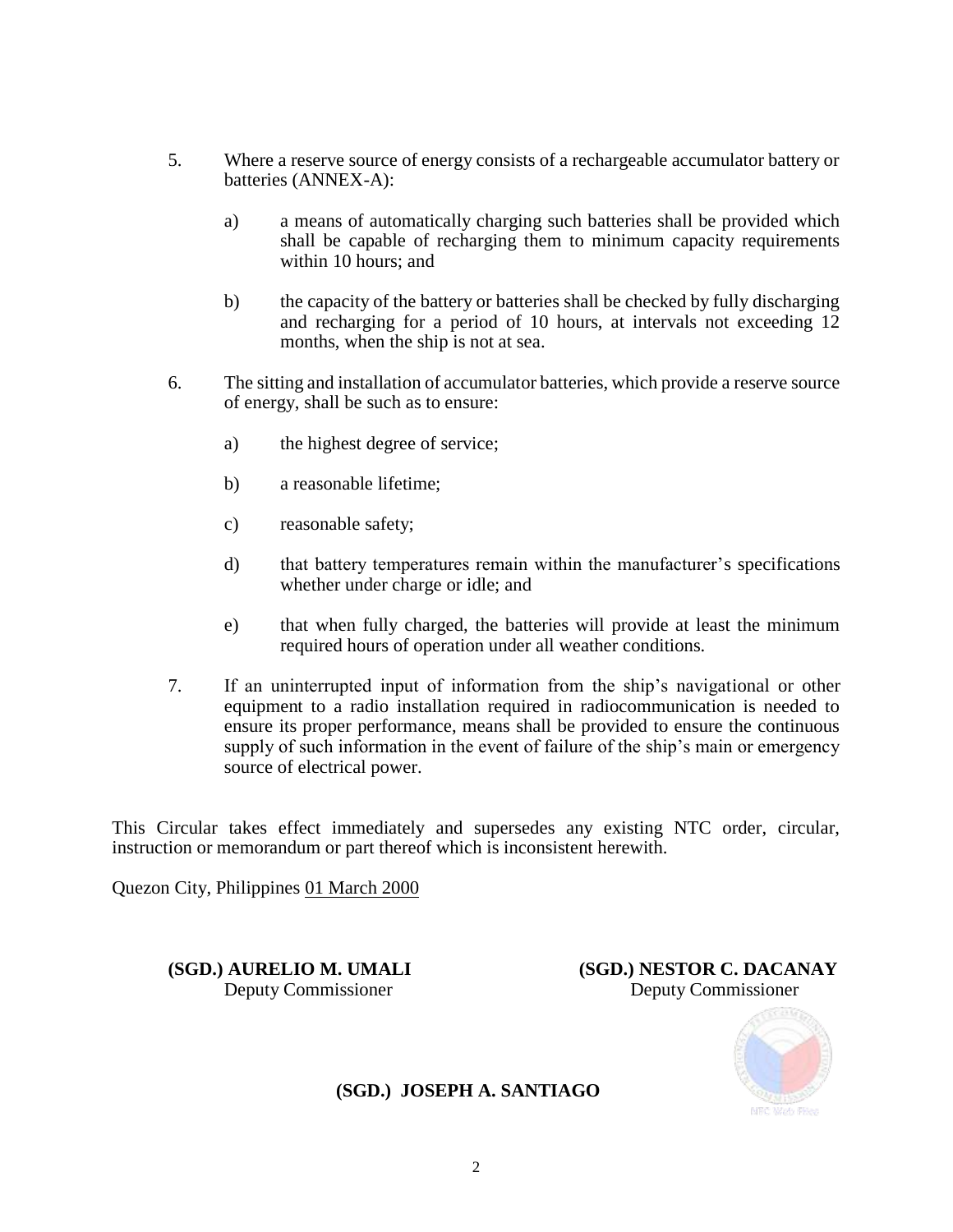5. Where a reserve source of energy consists of a rechargeable accumulator battery or batteries (ANNEX-A):

   a) a means of automatically charging such batteries shall be provided which shall be capable of recharging them to minimum capacity requirements within 10 hours; and

   b) the capacity of the battery or batteries shall be checked by fully discharging and recharging for a period of 10 hours, at intervals not exceeding 12 months, when the ship is not at sea.

6. The sitting and installation of accumulator batteries, which provide a reserve source of energy, shall be such as to ensure:

   a) the highest degree of service;

   b) a reasonable lifetime;

   c) reasonable safety;

   d) that battery temperatures remain within the manufacturer's specifications whether under charge or idle; and

   e) that when fully charged, the batteries will provide at least the minimum required hours of operation under all weather conditions.

7. If an uninterrupted input of information from the ship's navigational or other equipment to a radio installation required in radiocommunication is needed to ensure its proper performance, means shall be provided to ensure the continuous supply of such information in the event of failure of the ship's main or emergency source of electrical power.

This Circular takes effect immediately and supersedes any existing NTC order, circular, instruction or memorandum or part thereof which is inconsistent herewith.

Quezon City, Philippines 01 March 2000

**(SGD.) AURELIO M. UMALI**
Deputy Commissioner

**(SGD.) NESTOR C. DACANAY**
Deputy Commissioner

**(SGD.) JOSEPH A. SANTIAGO**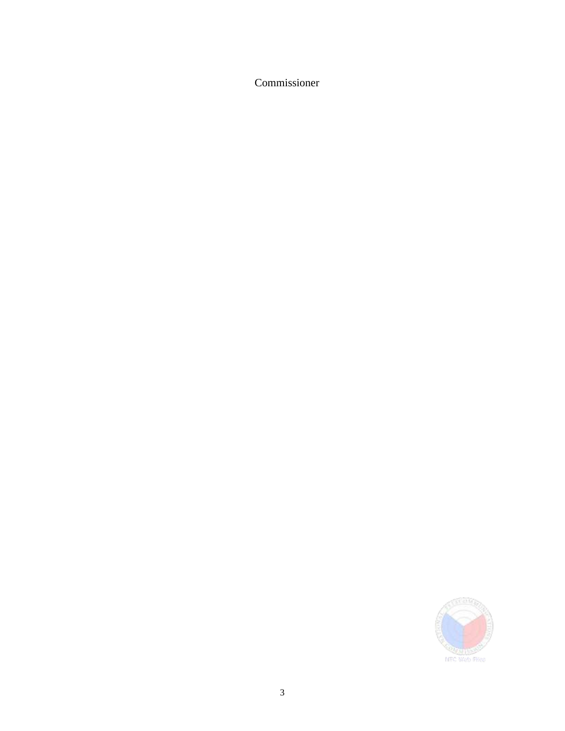Commissioner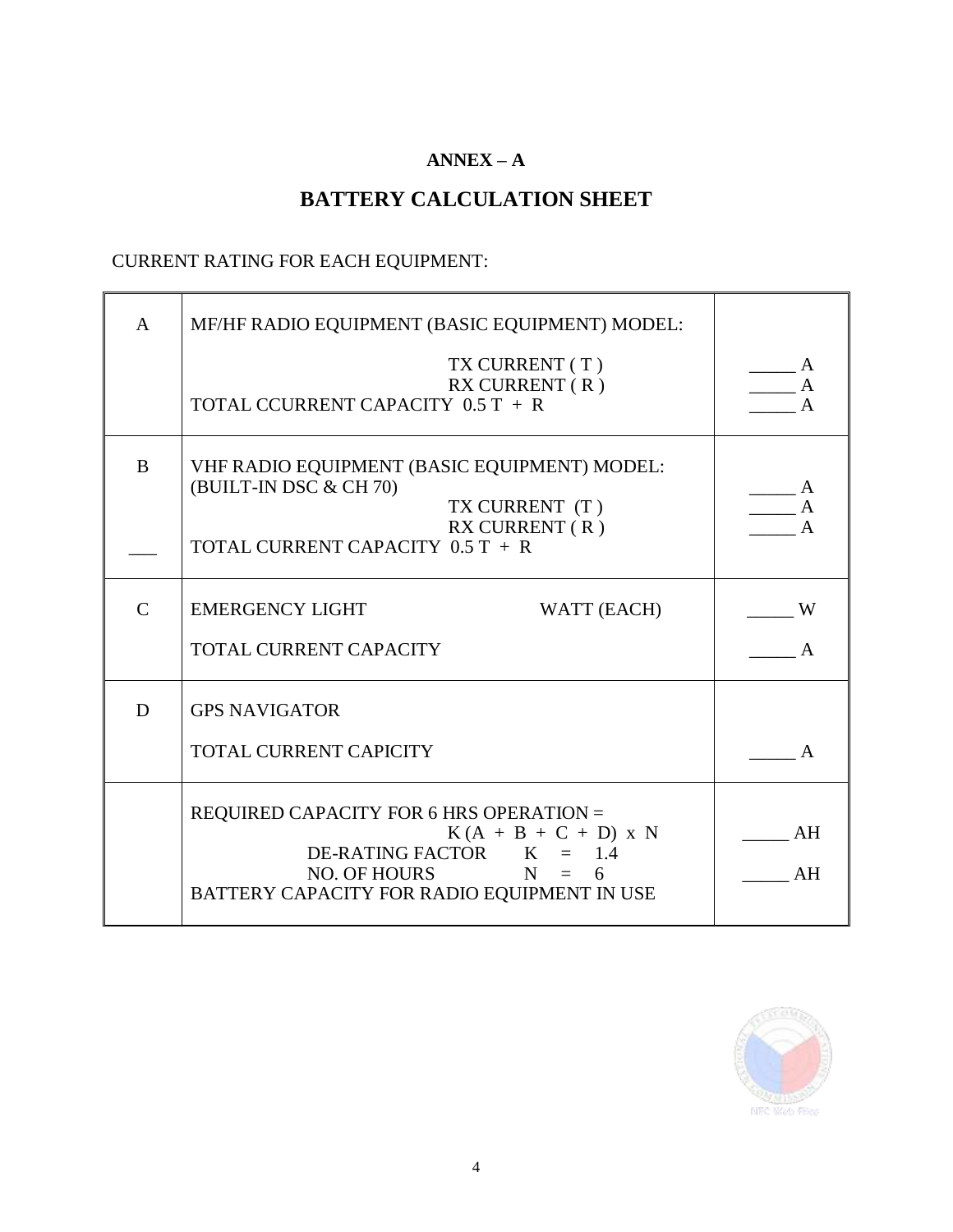**ANNEX – A**

# BATTERY CALCULATION SHEET

CURRENT RATING FOR EACH EQUIPMENT:

| | | |
|---|---|---|
| A | MF/HF RADIO EQUIPMENT (BASIC EQUIPMENT) MODEL:<br>TX CURRENT ( T )<br>RX CURRENT ( R )<br>TOTAL CCURRENT CAPACITY 0.5 T + R | _____ A<br>_____ A<br>_____ A |
| B<br>___ | VHF RADIO EQUIPMENT (BASIC EQUIPMENT) MODEL:<br>(BUILT-IN DSC & CH 70)<br>TX CURRENT (T )<br>RX CURRENT ( R )<br>TOTAL CURRENT CAPACITY 0.5 T + R | _____ A<br>_____ A<br>_____ A |
| C | EMERGENCY LIGHT WATT (EACH)<br>TOTAL CURRENT CAPACITY | _____ W<br>_____ A |
| D | GPS NAVIGATOR<br>TOTAL CURRENT CAPICITY | _____ A |
| | REQUIRED CAPACITY FOR 6 HRS OPERATION =<br>K (A + B + C + D) x N<br>DE-RATING FACTOR K = 1.4<br>NO. OF HOURS N = 6<br>BATTERY CAPACITY FOR RADIO EQUIPMENT IN USE | _____ AH<br>_____ AH |